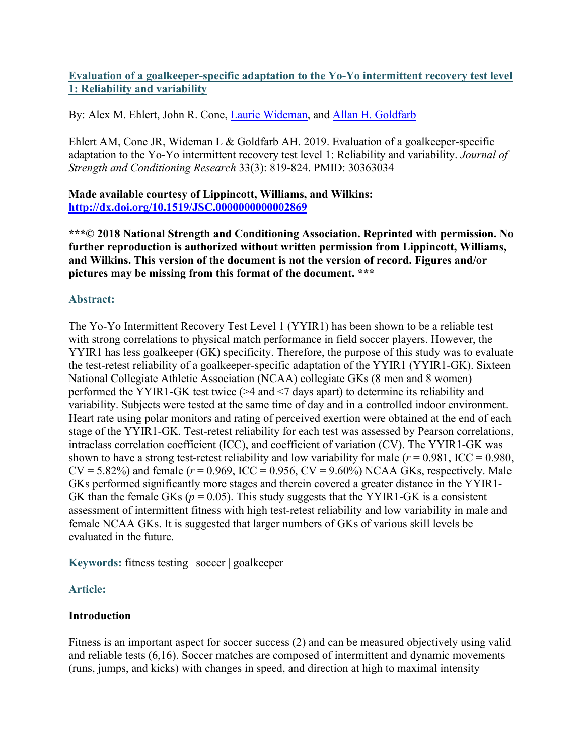# [Evaluation of a goalkeeper-specific adaptation to the Yo-Yo intermittent recovery test level 1: Reliability and variability](#)

By: Alex M. Ehlert, John R. Cone, [Laurie Wideman](#), and [Allan H. Goldfarb](#)

Ehlert AM, Cone JR, Wideman L & Goldfarb AH. 2019. Evaluation of a goalkeeper-specific adaptation to the Yo-Yo intermittent recovery test level 1: Reliability and variability. *Journal of Strength and Conditioning Research* 33(3): 819-824. PMID: 30363034

**Made available courtesy of Lippincott, Williams, and Wilkins: [http://dx.doi.org/10.1519/JSC.0000000000002869](http://dx.doi.org/10.1519/JSC.0000000000002869)**

**\*\*\*© 2018 National Strength and Conditioning Association. Reprinted with permission. No further reproduction is authorized without written permission from Lippincott, Williams, and Wilkins. This version of the document is not the version of record. Figures and/or pictures may be missing from this format of the document. \*\*\***

## Abstract:

The Yo-Yo Intermittent Recovery Test Level 1 (YYIR1) has been shown to be a reliable test with strong correlations to physical match performance in field soccer players. However, the YYIR1 has less goalkeeper (GK) specificity. Therefore, the purpose of this study was to evaluate the test-retest reliability of a goalkeeper-specific adaptation of the YYIR1 (YYIR1-GK). Sixteen National Collegiate Athletic Association (NCAA) collegiate GKs (8 men and 8 women) performed the YYIR1-GK test twice (>4 and <7 days apart) to determine its reliability and variability. Subjects were tested at the same time of day and in a controlled indoor environment. Heart rate using polar monitors and rating of perceived exertion were obtained at the end of each stage of the YYIR1-GK. Test-retest reliability for each test was assessed by Pearson correlations, intraclass correlation coefficient (ICC), and coefficient of variation (CV). The YYIR1-GK was shown to have a strong test-retest reliability and low variability for male ($r = 0.981$, ICC = 0.980, CV = 5.82%) and female ($r = 0.969$, ICC = 0.956, CV = 9.60%) NCAA GKs, respectively. Male GKs performed significantly more stages and therein covered a greater distance in the YYIR1-GK than the female GKs ($p = 0.05$). This study suggests that the YYIR1-GK is a consistent assessment of intermittent fitness with high test-retest reliability and low variability in male and female NCAA GKs. It is suggested that larger numbers of GKs of various skill levels be evaluated in the future.

**Keywords:** fitness testing | soccer | goalkeeper

## Article:

### Introduction

Fitness is an important aspect for soccer success (2) and can be measured objectively using valid and reliable tests (6,16). Soccer matches are composed of intermittent and dynamic movements (runs, jumps, and kicks) with changes in speed, and direction at high to maximal intensity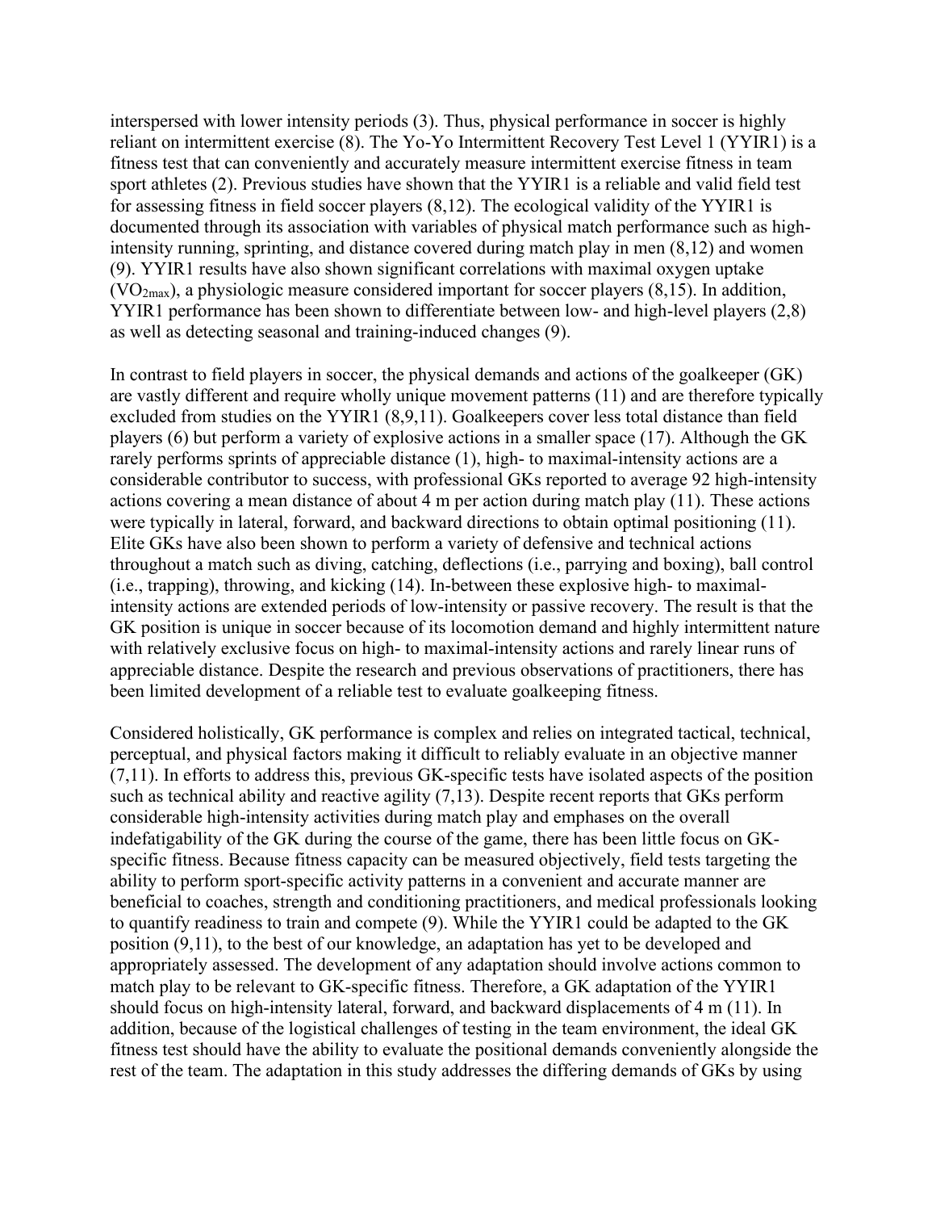interspersed with lower intensity periods (3). Thus, physical performance in soccer is highly reliant on intermittent exercise (8). The Yo-Yo Intermittent Recovery Test Level 1 (YYIR1) is a fitness test that can conveniently and accurately measure intermittent exercise fitness in team sport athletes (2). Previous studies have shown that the YYIR1 is a reliable and valid field test for assessing fitness in field soccer players (8,12). The ecological validity of the YYIR1 is documented through its association with variables of physical match performance such as high-intensity running, sprinting, and distance covered during match play in men (8,12) and women (9). YYIR1 results have also shown significant correlations with maximal oxygen uptake ($VO_{2max}$), a physiologic measure considered important for soccer players (8,15). In addition, YYIR1 performance has been shown to differentiate between low- and high-level players (2,8) as well as detecting seasonal and training-induced changes (9).

In contrast to field players in soccer, the physical demands and actions of the goalkeeper (GK) are vastly different and require wholly unique movement patterns (11) and are therefore typically excluded from studies on the YYIR1 (8,9,11). Goalkeepers cover less total distance than field players (6) but perform a variety of explosive actions in a smaller space (17). Although the GK rarely performs sprints of appreciable distance (1), high- to maximal-intensity actions are a considerable contributor to success, with professional GKs reported to average 92 high-intensity actions covering a mean distance of about 4 m per action during match play (11). These actions were typically in lateral, forward, and backward directions to obtain optimal positioning (11). Elite GKs have also been shown to perform a variety of defensive and technical actions throughout a match such as diving, catching, deflections (i.e., parrying and boxing), ball control (i.e., trapping), throwing, and kicking (14). In-between these explosive high- to maximal-intensity actions are extended periods of low-intensity or passive recovery. The result is that the GK position is unique in soccer because of its locomotion demand and highly intermittent nature with relatively exclusive focus on high- to maximal-intensity actions and rarely linear runs of appreciable distance. Despite the research and previous observations of practitioners, there has been limited development of a reliable test to evaluate goalkeeping fitness.

Considered holistically, GK performance is complex and relies on integrated tactical, technical, perceptual, and physical factors making it difficult to reliably evaluate in an objective manner (7,11). In efforts to address this, previous GK-specific tests have isolated aspects of the position such as technical ability and reactive agility (7,13). Despite recent reports that GKs perform considerable high-intensity activities during match play and emphases on the overall indefatigability of the GK during the course of the game, there has been little focus on GK-specific fitness. Because fitness capacity can be measured objectively, field tests targeting the ability to perform sport-specific activity patterns in a convenient and accurate manner are beneficial to coaches, strength and conditioning practitioners, and medical professionals looking to quantify readiness to train and compete (9). While the YYIR1 could be adapted to the GK position (9,11), to the best of our knowledge, an adaptation has yet to be developed and appropriately assessed. The development of any adaptation should involve actions common to match play to be relevant to GK-specific fitness. Therefore, a GK adaptation of the YYIR1 should focus on high-intensity lateral, forward, and backward displacements of 4 m (11). In addition, because of the logistical challenges of testing in the team environment, the ideal GK fitness test should have the ability to evaluate the positional demands conveniently alongside the rest of the team. The adaptation in this study addresses the differing demands of GKs by using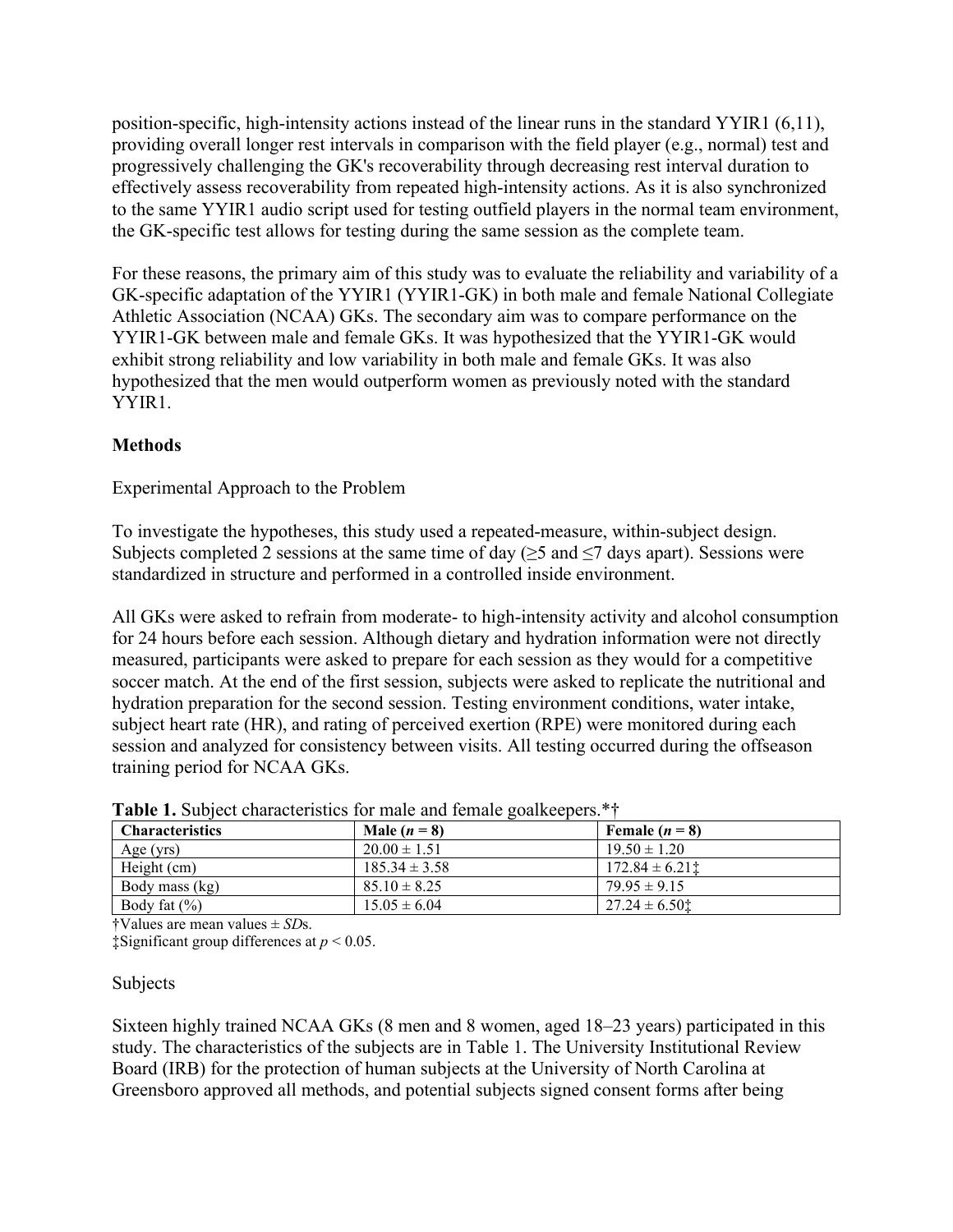position-specific, high-intensity actions instead of the linear runs in the standard YYIR1 (6,11), providing overall longer rest intervals in comparison with the field player (e.g., normal) test and progressively challenging the GK's recoverability through decreasing rest interval duration to effectively assess recoverability from repeated high-intensity actions. As it is also synchronized to the same YYIR1 audio script used for testing outfield players in the normal team environment, the GK-specific test allows for testing during the same session as the complete team.

For these reasons, the primary aim of this study was to evaluate the reliability and variability of a GK-specific adaptation of the YYIR1 (YYIR1-GK) in both male and female National Collegiate Athletic Association (NCAA) GKs. The secondary aim was to compare performance on the YYIR1-GK between male and female GKs. It was hypothesized that the YYIR1-GK would exhibit strong reliability and low variability in both male and female GKs. It was also hypothesized that the men would outperform women as previously noted with the standard YYIR1.

## Methods

### Experimental Approach to the Problem

To investigate the hypotheses, this study used a repeated-measure, within-subject design. Subjects completed 2 sessions at the same time of day (≥5 and ≤7 days apart). Sessions were standardized in structure and performed in a controlled inside environment.

All GKs were asked to refrain from moderate- to high-intensity activity and alcohol consumption for 24 hours before each session. Although dietary and hydration information were not directly measured, participants were asked to prepare for each session as they would for a competitive soccer match. At the end of the first session, subjects were asked to replicate the nutritional and hydration preparation for the second session. Testing environment conditions, water intake, subject heart rate (HR), and rating of perceived exertion (RPE) were monitored during each session and analyzed for consistency between visits. All testing occurred during the offseason training period for NCAA GKs.

**Table 1.** Subject characteristics for male and female goalkeepers.*†

| Characteristics | Male (*n* = 8) | Female (*n* = 8) |
|---|---|---|
| Age (yrs) | 20.00 ± 1.51 | 19.50 ± 1.20 |
| Height (cm) | 185.34 ± 3.58 | 172.84 ± 6.21‡ |
| Body mass (kg) | 85.10 ± 8.25 | 79.95 ± 9.15 |
| Body fat (%) | 15.05 ± 6.04 | 27.24 ± 6.50‡ |

†Values are mean values ± *SD*s.
‡Significant group differences at $p < 0.05$.

### Subjects

Sixteen highly trained NCAA GKs (8 men and 8 women, aged 18–23 years) participated in this study. The characteristics of the subjects are in Table 1. The University Institutional Review Board (IRB) for the protection of human subjects at the University of North Carolina at Greensboro approved all methods, and potential subjects signed consent forms after being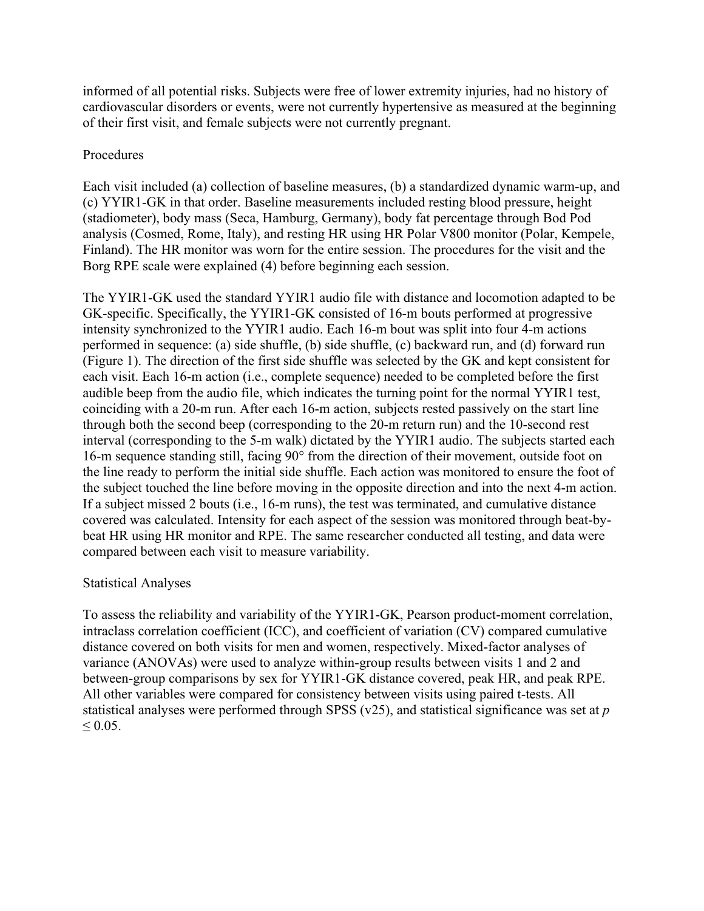informed of all potential risks. Subjects were free of lower extremity injuries, had no history of cardiovascular disorders or events, were not currently hypertensive as measured at the beginning of their first visit, and female subjects were not currently pregnant.

## Procedures

Each visit included (a) collection of baseline measures, (b) a standardized dynamic warm-up, and (c) YYIR1-GK in that order. Baseline measurements included resting blood pressure, height (stadiometer), body mass (Seca, Hamburg, Germany), body fat percentage through Bod Pod analysis (Cosmed, Rome, Italy), and resting HR using HR Polar V800 monitor (Polar, Kempele, Finland). The HR monitor was worn for the entire session. The procedures for the visit and the Borg RPE scale were explained (4) before beginning each session.

The YYIR1-GK used the standard YYIR1 audio file with distance and locomotion adapted to be GK-specific. Specifically, the YYIR1-GK consisted of 16-m bouts performed at progressive intensity synchronized to the YYIR1 audio. Each 16-m bout was split into four 4-m actions performed in sequence: (a) side shuffle, (b) side shuffle, (c) backward run, and (d) forward run (Figure 1). The direction of the first side shuffle was selected by the GK and kept consistent for each visit. Each 16-m action (i.e., complete sequence) needed to be completed before the first audible beep from the audio file, which indicates the turning point for the normal YYIR1 test, coinciding with a 20-m run. After each 16-m action, subjects rested passively on the start line through both the second beep (corresponding to the 20-m return run) and the 10-second rest interval (corresponding to the 5-m walk) dictated by the YYIR1 audio. The subjects started each 16-m sequence standing still, facing 90° from the direction of their movement, outside foot on the line ready to perform the initial side shuffle. Each action was monitored to ensure the foot of the subject touched the line before moving in the opposite direction and into the next 4-m action. If a subject missed 2 bouts (i.e., 16-m runs), the test was terminated, and cumulative distance covered was calculated. Intensity for each aspect of the session was monitored through beat-by-beat HR using HR monitor and RPE. The same researcher conducted all testing, and data were compared between each visit to measure variability.

## Statistical Analyses

To assess the reliability and variability of the YYIR1-GK, Pearson product-moment correlation, intraclass correlation coefficient (ICC), and coefficient of variation (CV) compared cumulative distance covered on both visits for men and women, respectively. Mixed-factor analyses of variance (ANOVAs) were used to analyze within-group results between visits 1 and 2 and between-group comparisons by sex for YYIR1-GK distance covered, peak HR, and peak RPE. All other variables were compared for consistency between visits using paired t-tests. All statistical analyses were performed through SPSS (v25), and statistical significance was set at $p \leq 0.05$.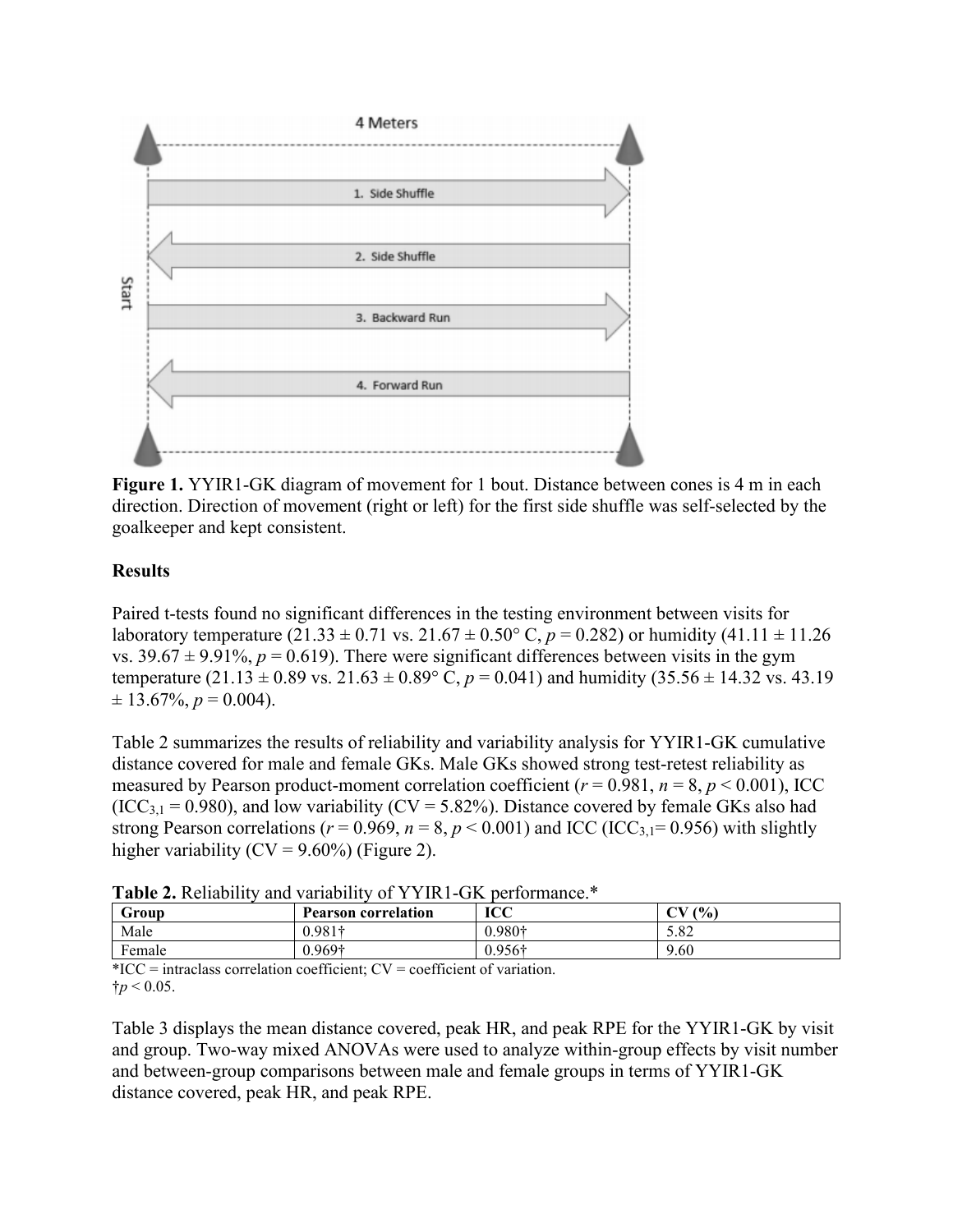4 Meters

1. Side Shuffle

2. Side Shuffle

3. Backward Run

4. Forward Run

Start

**Figure 1.** YYIR1-GK diagram of movement for 1 bout. Distance between cones is 4 m in each direction. Direction of movement (right or left) for the first side shuffle was self-selected by the goalkeeper and kept consistent.

**Results**

Paired t-tests found no significant differences in the testing environment between visits for laboratory temperature (21.33 ± 0.71 vs. 21.67 ± 0.50° C, $p = 0.282$) or humidity (41.11 ± 11.26 vs. 39.67 ± 9.91%, $p = 0.619$). There were significant differences between visits in the gym temperature (21.13 ± 0.89 vs. 21.63 ± 0.89° C, $p = 0.041$) and humidity (35.56 ± 14.32 vs. 43.19 ± 13.67%, $p = 0.004$).

Table 2 summarizes the results of reliability and variability analysis for YYIR1-GK cumulative distance covered for male and female GKs. Male GKs showed strong test-retest reliability as measured by Pearson product-moment correlation coefficient ($r = 0.981$, $n = 8$, $p < 0.001$), ICC ($ICC_{3,1} = 0.980$), and low variability (CV = 5.82%). Distance covered by female GKs also had strong Pearson correlations ($r = 0.969$, $n = 8$, $p < 0.001$) and ICC ($ICC_{3,1} = 0.956$) with slightly higher variability (CV = 9.60%) (Figure 2).

**Table 2.** Reliability and variability of YYIR1-GK performance.*

| Group | Pearson correlation | ICC | CV (%) |
|---|---|---|---|
| Male | 0.981† | 0.980† | 5.82 |
| Female | 0.969† | 0.956† | 9.60 |

*ICC = intraclass correlation coefficient; CV = coefficient of variation.
†$p < 0.05$.

Table 3 displays the mean distance covered, peak HR, and peak RPE for the YYIR1-GK by visit and group. Two-way mixed ANOVAs were used to analyze within-group effects by visit number and between-group comparisons between male and female groups in terms of YYIR1-GK distance covered, peak HR, and peak RPE.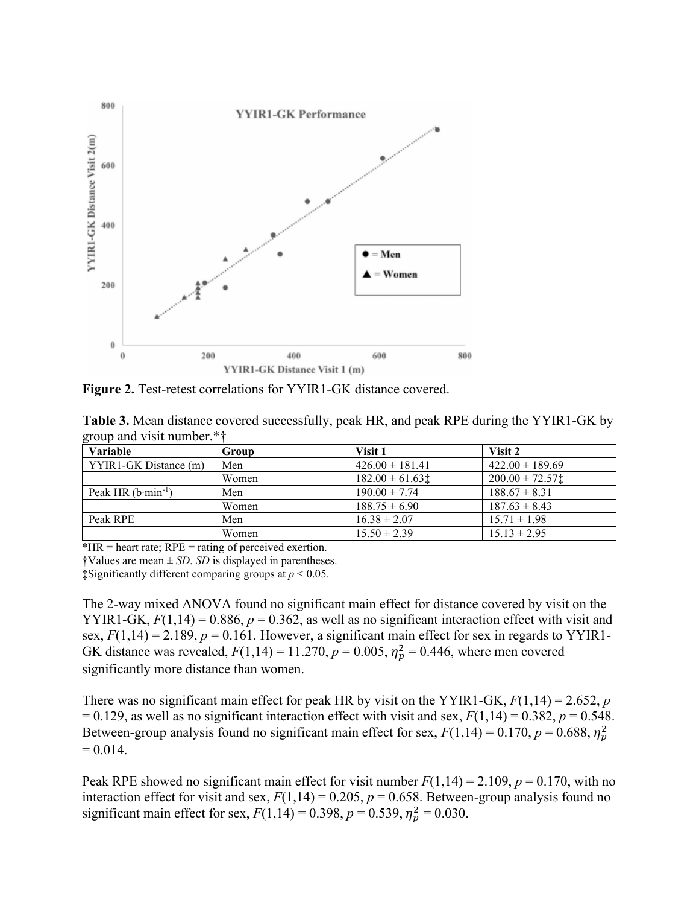YYIR1-GK Performance

800

600

400

200

0

0 200 400 600 800

YYIR1-GK Distance Visit 2(m)

YYIR1-GK Distance Visit 1 (m)

● = Men

▲ = Women

**Figure 2.** Test-retest correlations for YYIR1-GK distance covered.

**Table 3.** Mean distance covered successfully, peak HR, and peak RPE during the YYIR1-GK by group and visit number.*†

| Variable | Group | Visit 1 | Visit 2 |
|---|---|---|---|
| YYIR1-GK Distance (m) | Men | 426.00 ± 181.41 | 422.00 ± 189.69 |
| | Women | 182.00 ± 61.63‡ | 200.00 ± 72.57‡ |
| Peak HR (b·min$^{-1}$) | Men | 190.00 ± 7.74 | 188.67 ± 8.31 |
| | Women | 188.75 ± 6.90 | 187.63 ± 8.43 |
| Peak RPE | Men | 16.38 ± 2.07 | 15.71 ± 1.98 |
| | Women | 15.50 ± 2.39 | 15.13 ± 2.95 |

*HR = heart rate; RPE = rating of perceived exertion.
†Values are mean ± *SD*. *SD* is displayed in parentheses.
‡Significantly different comparing groups at $p < 0.05$.

The 2-way mixed ANOVA found no significant main effect for distance covered by visit on the YYIR1-GK, $F(1,14) = 0.886$, $p = 0.362$, as well as no significant interaction effect with visit and sex, $F(1,14) = 2.189$, $p = 0.161$. However, a significant main effect for sex in regards to YYIR1-GK distance was revealed, $F(1,14) = 11.270$, $p = 0.005$, $\eta_p^2 = 0.446$, where men covered significantly more distance than women.

There was no significant main effect for peak HR by visit on the YYIR1-GK, $F(1,14) = 2.652$, $p = 0.129$, as well as no significant interaction effect with visit and sex, $F(1,14) = 0.382$, $p = 0.548$. Between-group analysis found no significant main effect for sex, $F(1,14) = 0.170$, $p = 0.688$, $\eta_p^2 = 0.014$.

Peak RPE showed no significant main effect for visit number $F(1,14) = 2.109$, $p = 0.170$, with no interaction effect for visit and sex, $F(1,14) = 0.205$, $p = 0.658$. Between-group analysis found no significant main effect for sex, $F(1,14) = 0.398$, $p = 0.539$, $\eta_p^2 = 0.030$.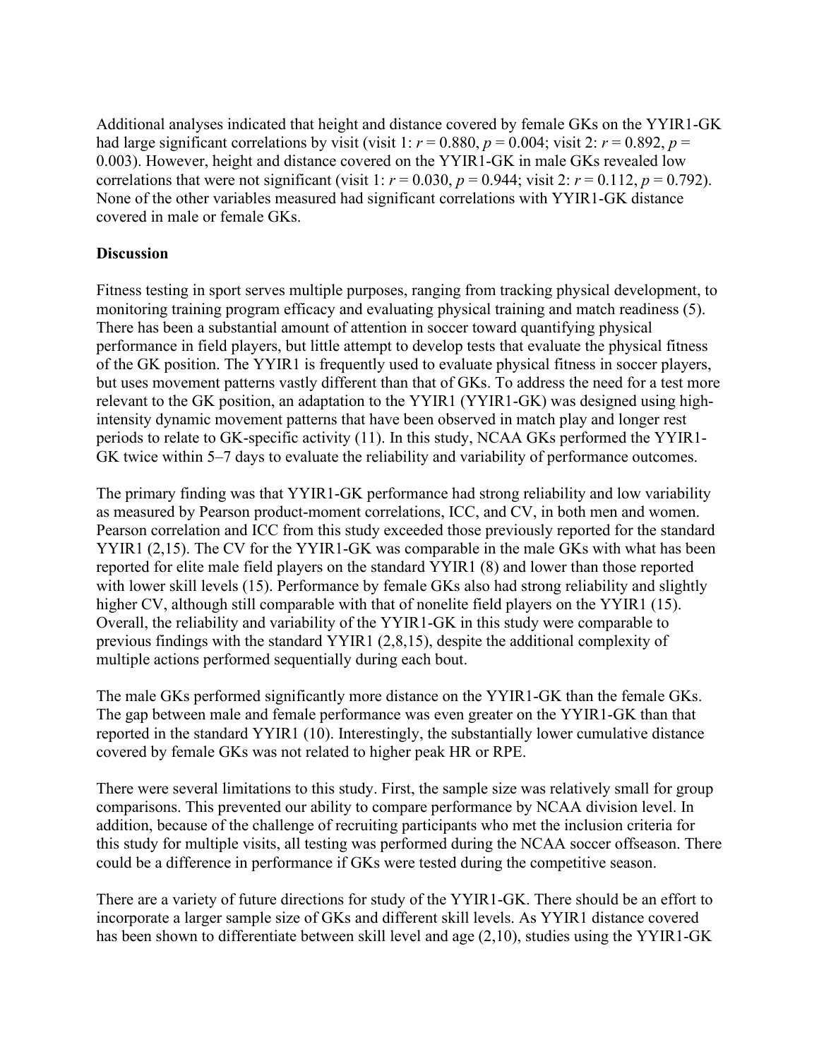Additional analyses indicated that height and distance covered by female GKs on the YYIR1-GK had large significant correlations by visit (visit 1: $r = 0.880$, $p = 0.004$; visit 2: $r = 0.892$, $p = 0.003$). However, height and distance covered on the YYIR1-GK in male GKs revealed low correlations that were not significant (visit 1: $r = 0.030$, $p = 0.944$; visit 2: $r = 0.112$, $p = 0.792$). None of the other variables measured had significant correlations with YYIR1-GK distance covered in male or female GKs.

**Discussion**

Fitness testing in sport serves multiple purposes, ranging from tracking physical development, to monitoring training program efficacy and evaluating physical training and match readiness (5). There has been a substantial amount of attention in soccer toward quantifying physical performance in field players, but little attempt to develop tests that evaluate the physical fitness of the GK position. The YYIR1 is frequently used to evaluate physical fitness in soccer players, but uses movement patterns vastly different than that of GKs. To address the need for a test more relevant to the GK position, an adaptation to the YYIR1 (YYIR1-GK) was designed using high-intensity dynamic movement patterns that have been observed in match play and longer rest periods to relate to GK-specific activity (11). In this study, NCAA GKs performed the YYIR1-GK twice within 5–7 days to evaluate the reliability and variability of performance outcomes.

The primary finding was that YYIR1-GK performance had strong reliability and low variability as measured by Pearson product-moment correlations, ICC, and CV, in both men and women. Pearson correlation and ICC from this study exceeded those previously reported for the standard YYIR1 (2,15). The CV for the YYIR1-GK was comparable in the male GKs with what has been reported for elite male field players on the standard YYIR1 (8) and lower than those reported with lower skill levels (15). Performance by female GKs also had strong reliability and slightly higher CV, although still comparable with that of nonelite field players on the YYIR1 (15). Overall, the reliability and variability of the YYIR1-GK in this study were comparable to previous findings with the standard YYIR1 (2,8,15), despite the additional complexity of multiple actions performed sequentially during each bout.

The male GKs performed significantly more distance on the YYIR1-GK than the female GKs. The gap between male and female performance was even greater on the YYIR1-GK than that reported in the standard YYIR1 (10). Interestingly, the substantially lower cumulative distance covered by female GKs was not related to higher peak HR or RPE.

There were several limitations to this study. First, the sample size was relatively small for group comparisons. This prevented our ability to compare performance by NCAA division level. In addition, because of the challenge of recruiting participants who met the inclusion criteria for this study for multiple visits, all testing was performed during the NCAA soccer offseason. There could be a difference in performance if GKs were tested during the competitive season.

There are a variety of future directions for study of the YYIR1-GK. There should be an effort to incorporate a larger sample size of GKs and different skill levels. As YYIR1 distance covered has been shown to differentiate between skill level and age (2,10), studies using the YYIR1-GK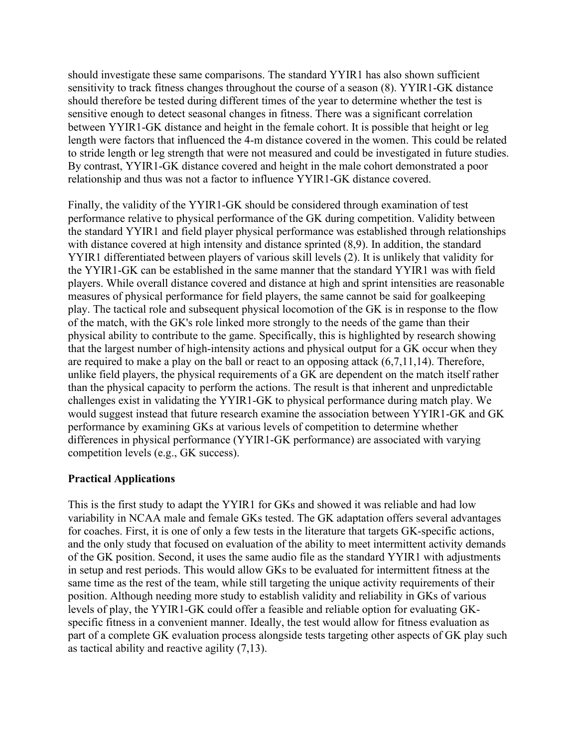should investigate these same comparisons. The standard YYIR1 has also shown sufficient sensitivity to track fitness changes throughout the course of a season (8). YYIR1-GK distance should therefore be tested during different times of the year to determine whether the test is sensitive enough to detect seasonal changes in fitness. There was a significant correlation between YYIR1-GK distance and height in the female cohort. It is possible that height or leg length were factors that influenced the 4-m distance covered in the women. This could be related to stride length or leg strength that were not measured and could be investigated in future studies. By contrast, YYIR1-GK distance covered and height in the male cohort demonstrated a poor relationship and thus was not a factor to influence YYIR1-GK distance covered.

Finally, the validity of the YYIR1-GK should be considered through examination of test performance relative to physical performance of the GK during competition. Validity between the standard YYIR1 and field player physical performance was established through relationships with distance covered at high intensity and distance sprinted (8,9). In addition, the standard YYIR1 differentiated between players of various skill levels (2). It is unlikely that validity for the YYIR1-GK can be established in the same manner that the standard YYIR1 was with field players. While overall distance covered and distance at high and sprint intensities are reasonable measures of physical performance for field players, the same cannot be said for goalkeeping play. The tactical role and subsequent physical locomotion of the GK is in response to the flow of the match, with the GK's role linked more strongly to the needs of the game than their physical ability to contribute to the game. Specifically, this is highlighted by research showing that the largest number of high-intensity actions and physical output for a GK occur when they are required to make a play on the ball or react to an opposing attack (6,7,11,14). Therefore, unlike field players, the physical requirements of a GK are dependent on the match itself rather than the physical capacity to perform the actions. The result is that inherent and unpredictable challenges exist in validating the YYIR1-GK to physical performance during match play. We would suggest instead that future research examine the association between YYIR1-GK and GK performance by examining GKs at various levels of competition to determine whether differences in physical performance (YYIR1-GK performance) are associated with varying competition levels (e.g., GK success).

## Practical Applications

This is the first study to adapt the YYIR1 for GKs and showed it was reliable and had low variability in NCAA male and female GKs tested. The GK adaptation offers several advantages for coaches. First, it is one of only a few tests in the literature that targets GK-specific actions, and the only study that focused on evaluation of the ability to meet intermittent activity demands of the GK position. Second, it uses the same audio file as the standard YYIR1 with adjustments in setup and rest periods. This would allow GKs to be evaluated for intermittent fitness at the same time as the rest of the team, while still targeting the unique activity requirements of their position. Although needing more study to establish validity and reliability in GKs of various levels of play, the YYIR1-GK could offer a feasible and reliable option for evaluating GK-specific fitness in a convenient manner. Ideally, the test would allow for fitness evaluation as part of a complete GK evaluation process alongside tests targeting other aspects of GK play such as tactical ability and reactive agility (7,13).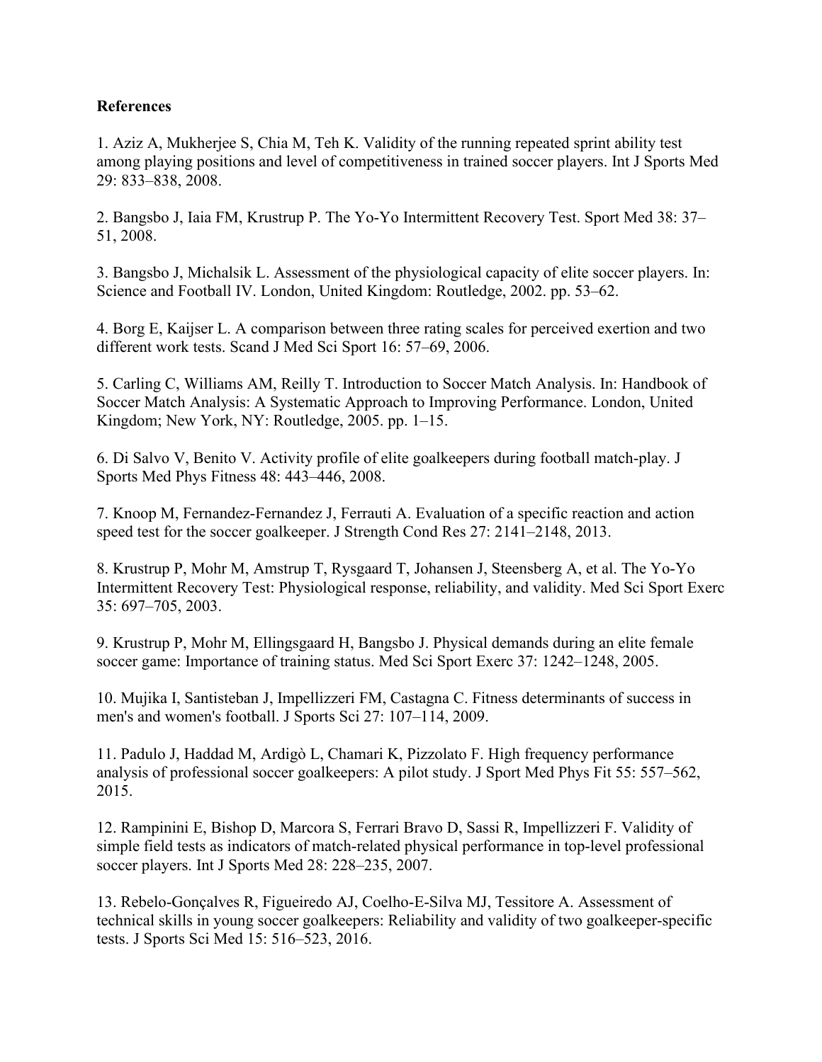**References**

1. Aziz A, Mukherjee S, Chia M, Teh K. Validity of the running repeated sprint ability test among playing positions and level of competitiveness in trained soccer players. Int J Sports Med 29: 833–838, 2008.

2. Bangsbo J, Iaia FM, Krustrup P. The Yo-Yo Intermittent Recovery Test. Sport Med 38: 37–51, 2008.

3. Bangsbo J, Michalsik L. Assessment of the physiological capacity of elite soccer players. In: Science and Football IV. London, United Kingdom: Routledge, 2002. pp. 53–62.

4. Borg E, Kaijser L. A comparison between three rating scales for perceived exertion and two different work tests. Scand J Med Sci Sport 16: 57–69, 2006.

5. Carling C, Williams AM, Reilly T. Introduction to Soccer Match Analysis. In: Handbook of Soccer Match Analysis: A Systematic Approach to Improving Performance. London, United Kingdom; New York, NY: Routledge, 2005. pp. 1–15.

6. Di Salvo V, Benito V. Activity profile of elite goalkeepers during football match-play. J Sports Med Phys Fitness 48: 443–446, 2008.

7. Knoop M, Fernandez-Fernandez J, Ferrauti A. Evaluation of a specific reaction and action speed test for the soccer goalkeeper. J Strength Cond Res 27: 2141–2148, 2013.

8. Krustrup P, Mohr M, Amstrup T, Rysgaard T, Johansen J, Steensberg A, et al. The Yo-Yo Intermittent Recovery Test: Physiological response, reliability, and validity. Med Sci Sport Exerc 35: 697–705, 2003.

9. Krustrup P, Mohr M, Ellingsgaard H, Bangsbo J. Physical demands during an elite female soccer game: Importance of training status. Med Sci Sport Exerc 37: 1242–1248, 2005.

10. Mujika I, Santisteban J, Impellizzeri FM, Castagna C. Fitness determinants of success in men's and women's football. J Sports Sci 27: 107–114, 2009.

11. Padulo J, Haddad M, Ardigò L, Chamari K, Pizzolato F. High frequency performance analysis of professional soccer goalkeepers: A pilot study. J Sport Med Phys Fit 55: 557–562, 2015.

12. Rampinini E, Bishop D, Marcora S, Ferrari Bravo D, Sassi R, Impellizzeri F. Validity of simple field tests as indicators of match-related physical performance in top-level professional soccer players. Int J Sports Med 28: 228–235, 2007.

13. Rebelo-Gonçalves R, Figueiredo AJ, Coelho-E-Silva MJ, Tessitore A. Assessment of technical skills in young soccer goalkeepers: Reliability and validity of two goalkeeper-specific tests. J Sports Sci Med 15: 516–523, 2016.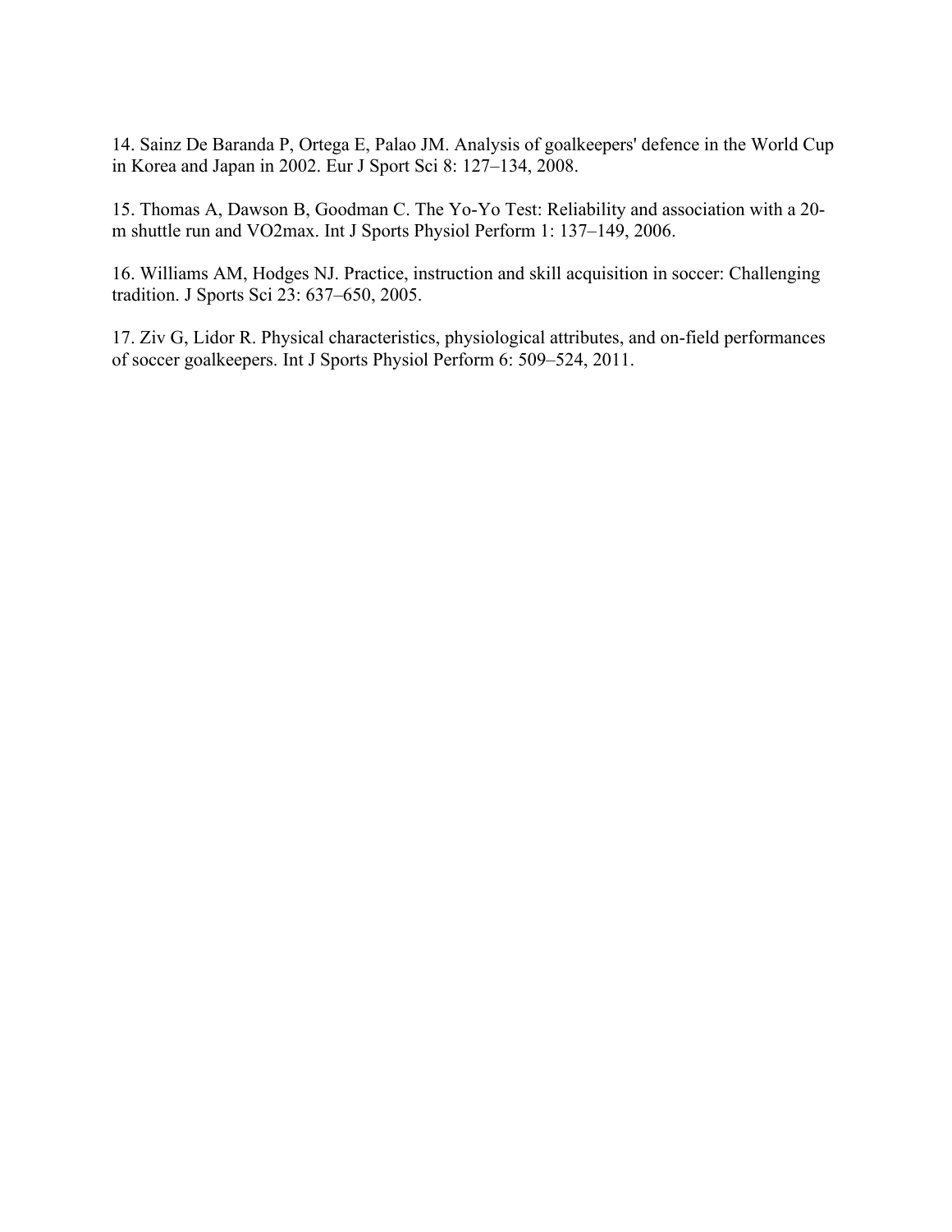14. Sainz De Baranda P, Ortega E, Palao JM. Analysis of goalkeepers' defence in the World Cup in Korea and Japan in 2002. Eur J Sport Sci 8: 127–134, 2008.

15. Thomas A, Dawson B, Goodman C. The Yo-Yo Test: Reliability and association with a 20-m shuttle run and VO2max. Int J Sports Physiol Perform 1: 137–149, 2006.

16. Williams AM, Hodges NJ. Practice, instruction and skill acquisition in soccer: Challenging tradition. J Sports Sci 23: 637–650, 2005.

17. Ziv G, Lidor R. Physical characteristics, physiological attributes, and on-field performances of soccer goalkeepers. Int J Sports Physiol Perform 6: 509–524, 2011.